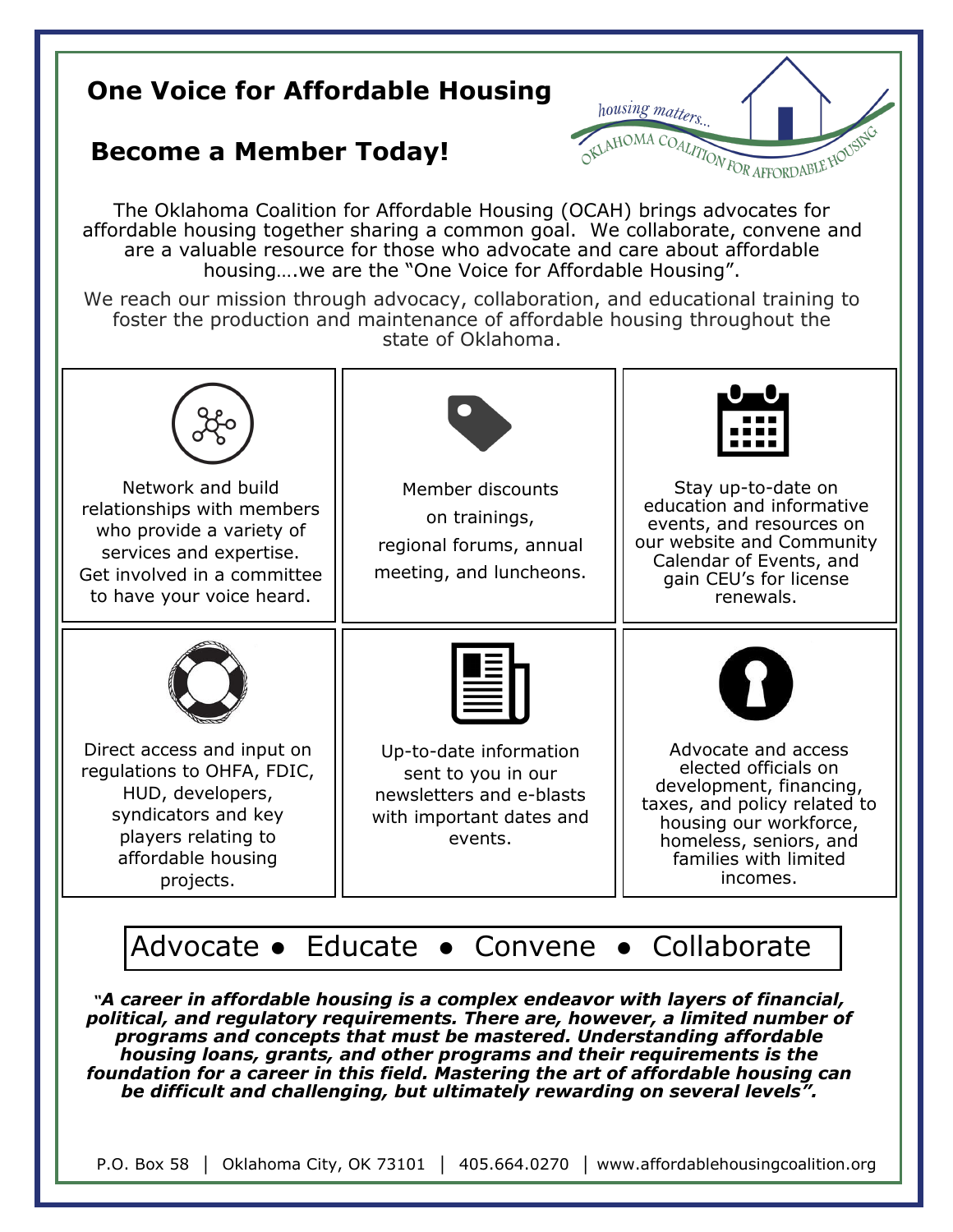# One Voice for Affordable Housing

## Become a Member Today!

housing matters...
OKLAHOMA COALITION FOR AFFORDABLE HOUSING

The Oklahoma Coalition for Affordable Housing (OCAH) brings advocates for affordable housing together sharing a common goal. We collaborate, convene and are a valuable resource for those who advocate and care about affordable housing….we are the "One Voice for Affordable Housing".

We reach our mission through advocacy, collaboration, and educational training to foster the production and maintenance of affordable housing throughout the state of Oklahoma.

| | | |
|---|---|---|
| Network and build relationships with members who provide a variety of services and expertise. Get involved in a committee to have your voice heard. | Member discounts on trainings, regional forums, annual meeting, and luncheons. | Stay up-to-date on education and informative events, and resources on our website and Community Calendar of Events, and gain CEU's for license renewals. |
| Direct access and input on regulations to OHFA, FDIC, HUD, developers, syndicators and key players relating to affordable housing projects. | Up-to-date information sent to you in our newsletters and e-blasts with important dates and events. | Advocate and access elected officials on development, financing, taxes, and policy related to housing our workforce, homeless, seniors, and families with limited incomes. |

Advocate • Educate • Convene • Collaborate

***"A career in affordable housing is a complex endeavor with layers of financial, political, and regulatory requirements. There are, however, a limited number of programs and concepts that must be mastered. Understanding affordable housing loans, grants, and other programs and their requirements is the foundation for a career in this field. Mastering the art of affordable housing can be difficult and challenging, but ultimately rewarding on several levels".***

P.O. Box 58 | Oklahoma City, OK 73101 | 405.664.0270 | www.affordablehousingcoalition.org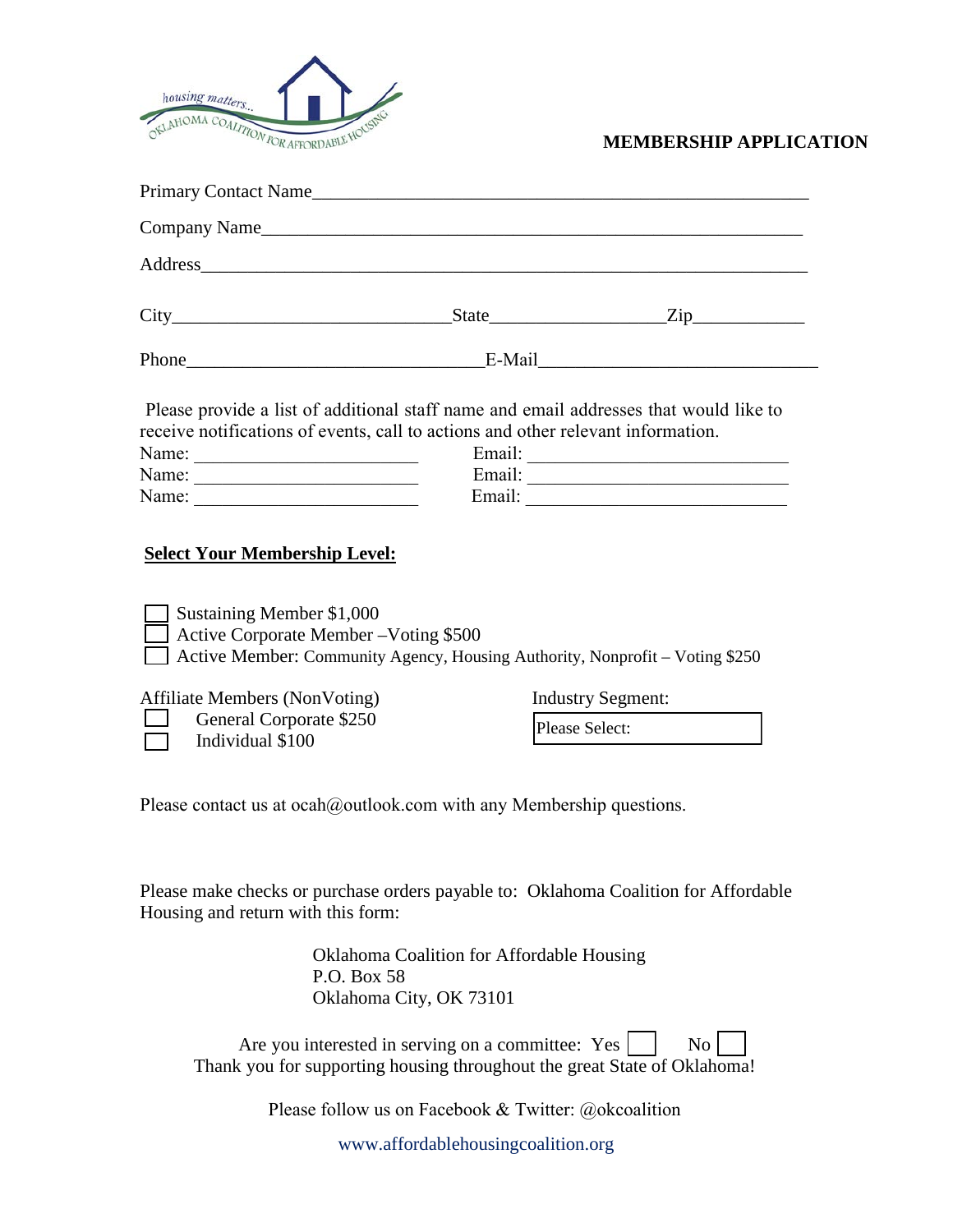housing matters...
OKLAHOMA COALITION FOR AFFORDABLE HOUSING

**MEMBERSHIP APPLICATION**

Primary Contact Name_______________________________________________________

Company Name_____________________________________________________________

Address__________________________________________________________________

City_____________________________ State__________________ Zip____________

Phone________________________________ E-Mail_____________________________

Please provide a list of additional staff name and email addresses that would like to receive notifications of events, call to actions and other relevant information.

Name: _________________________ Email: ____________________________
Name: _________________________ Email: ____________________________
Name: _________________________ Email: ____________________________

**Select Your Membership Level:**

- ☐ Sustaining Member $1,000
- ☐ Active Corporate Member –Voting $500
- ☐ Active Member: Community Agency, Housing Authority, Nonprofit – Voting $250

Affiliate Members (NonVoting)

- ☐ General Corporate $250
- ☐ Individual $100

Industry Segment: Please Select:

Please contact us at ocah@outlook.com with any Membership questions.

Please make checks or purchase orders payable to: Oklahoma Coalition for Affordable Housing and return with this form:

Oklahoma Coalition for Affordable Housing
P.O. Box 58
Oklahoma City, OK 73101

Are you interested in serving on a committee: Yes ☐ No ☐

Thank you for supporting housing throughout the great State of Oklahoma!

Please follow us on Facebook & Twitter: @okcoalition

www.affordablehousingcoalition.org